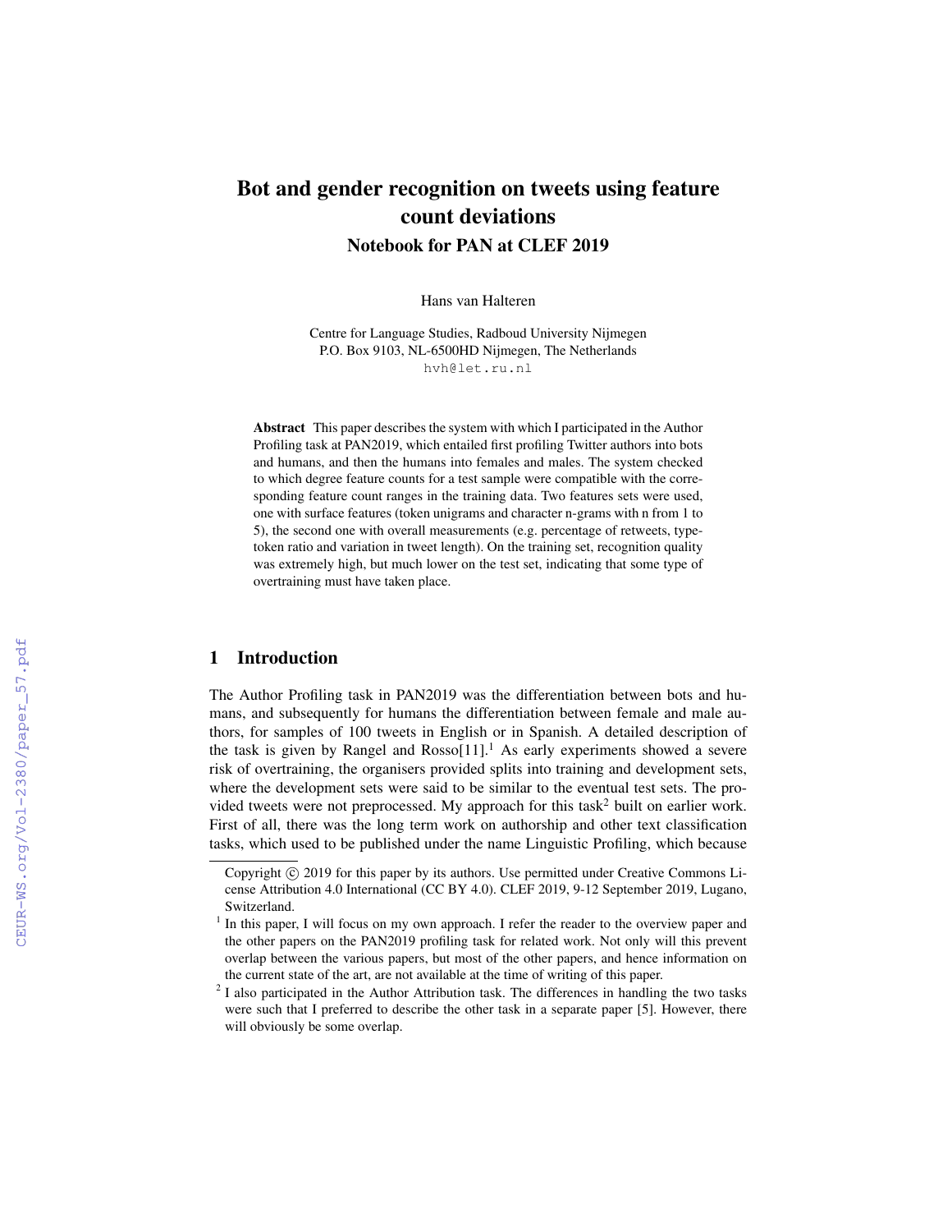# Bot and gender recognition on tweets using feature count deviations

## Notebook for PAN at CLEF 2019

Hans van Halteren

Centre for Language Studies, Radboud University Nijmegen
P.O. Box 9103, NL-6500HD Nijmegen, The Netherlands
hvh@let.ru.nl

**Abstract** This paper describes the system with which I participated in the Author Profiling task at PAN2019, which entailed first profiling Twitter authors into bots and humans, and then the humans into females and males. The system checked to which degree feature counts for a test sample were compatible with the corresponding feature count ranges in the training data. Two features sets were used, one with surface features (token unigrams and character n-grams with n from 1 to 5), the second one with overall measurements (e.g. percentage of retweets, type-token ratio and variation in tweet length). On the training set, recognition quality was extremely high, but much lower on the test set, indicating that some type of overtraining must have taken place.

## 1 Introduction

The Author Profiling task in PAN2019 was the differentiation between bots and humans, and subsequently for humans the differentiation between female and male authors, for samples of 100 tweets in English or in Spanish. A detailed description of the task is given by Rangel and Rosso[11].[1] As early experiments showed a severe risk of overtraining, the organisers provided splits into training and development sets, where the development sets were said to be similar to the eventual test sets. The provided tweets were not preprocessed. My approach for this task[2] built on earlier work. First of all, there was the long term work on authorship and other text classification tasks, which used to be published under the name Linguistic Profiling, which because

Copyright © 2019 for this paper by its authors. Use permitted under Creative Commons License Attribution 4.0 International (CC BY 4.0). CLEF 2019, 9-12 September 2019, Lugano, Switzerland.

[1] In this paper, I will focus on my own approach. I refer the reader to the overview paper and the other papers on the PAN2019 profiling task for related work. Not only will this prevent overlap between the various papers, but most of the other papers, and hence information on the current state of the art, are not available at the time of writing of this paper.

[2] I also participated in the Author Attribution task. The differences in handling the two tasks were such that I preferred to describe the other task in a separate paper [5]. However, there will obviously be some overlap.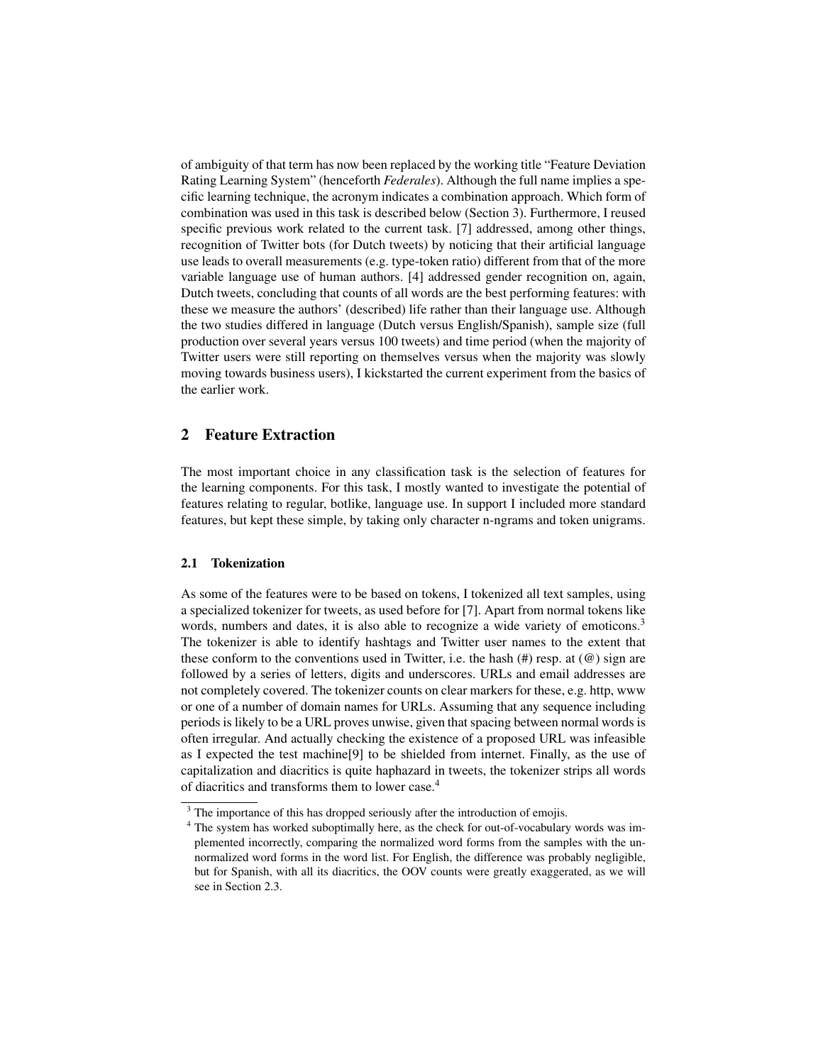of ambiguity of that term has now been replaced by the working title "Feature Deviation Rating Learning System" (henceforth *Federales*). Although the full name implies a specific learning technique, the acronym indicates a combination approach. Which form of combination was used in this task is described below (Section 3). Furthermore, I reused specific previous work related to the current task. [7] addressed, among other things, recognition of Twitter bots (for Dutch tweets) by noticing that their artificial language use leads to overall measurements (e.g. type-token ratio) different from that of the more variable language use of human authors. [4] addressed gender recognition on, again, Dutch tweets, concluding that counts of all words are the best performing features: with these we measure the authors' (described) life rather than their language use. Although the two studies differed in language (Dutch versus English/Spanish), sample size (full production over several years versus 100 tweets) and time period (when the majority of Twitter users were still reporting on themselves versus when the majority was slowly moving towards business users), I kickstarted the current experiment from the basics of the earlier work.

## 2 Feature Extraction

The most important choice in any classification task is the selection of features for the learning components. For this task, I mostly wanted to investigate the potential of features relating to regular, botlike, language use. In support I included more standard features, but kept these simple, by taking only character n-ngrams and token unigrams.

### 2.1 Tokenization

As some of the features were to be based on tokens, I tokenized all text samples, using a specialized tokenizer for tweets, as used before for [7]. Apart from normal tokens like words, numbers and dates, it is also able to recognize a wide variety of emoticons.[3] The tokenizer is able to identify hashtags and Twitter user names to the extent that these conform to the conventions used in Twitter, i.e. the hash (#) resp. at (@) sign are followed by a series of letters, digits and underscores. URLs and email addresses are not completely covered. The tokenizer counts on clear markers for these, e.g. http, www or one of a number of domain names for URLs. Assuming that any sequence including periods is likely to be a URL proves unwise, given that spacing between normal words is often irregular. And actually checking the existence of a proposed URL was infeasible as I expected the test machine[9] to be shielded from internet. Finally, as the use of capitalization and diacritics is quite haphazard in tweets, the tokenizer strips all words of diacritics and transforms them to lower case.[4]

[3] The importance of this has dropped seriously after the introduction of emojis.

[4] The system has worked suboptimally here, as the check for out-of-vocabulary words was implemented incorrectly, comparing the normalized word forms from the samples with the unnormalized word forms in the word list. For English, the difference was probably negligible, but for Spanish, with all its diacritics, the OOV counts were greatly exaggerated, as we will see in Section 2.3.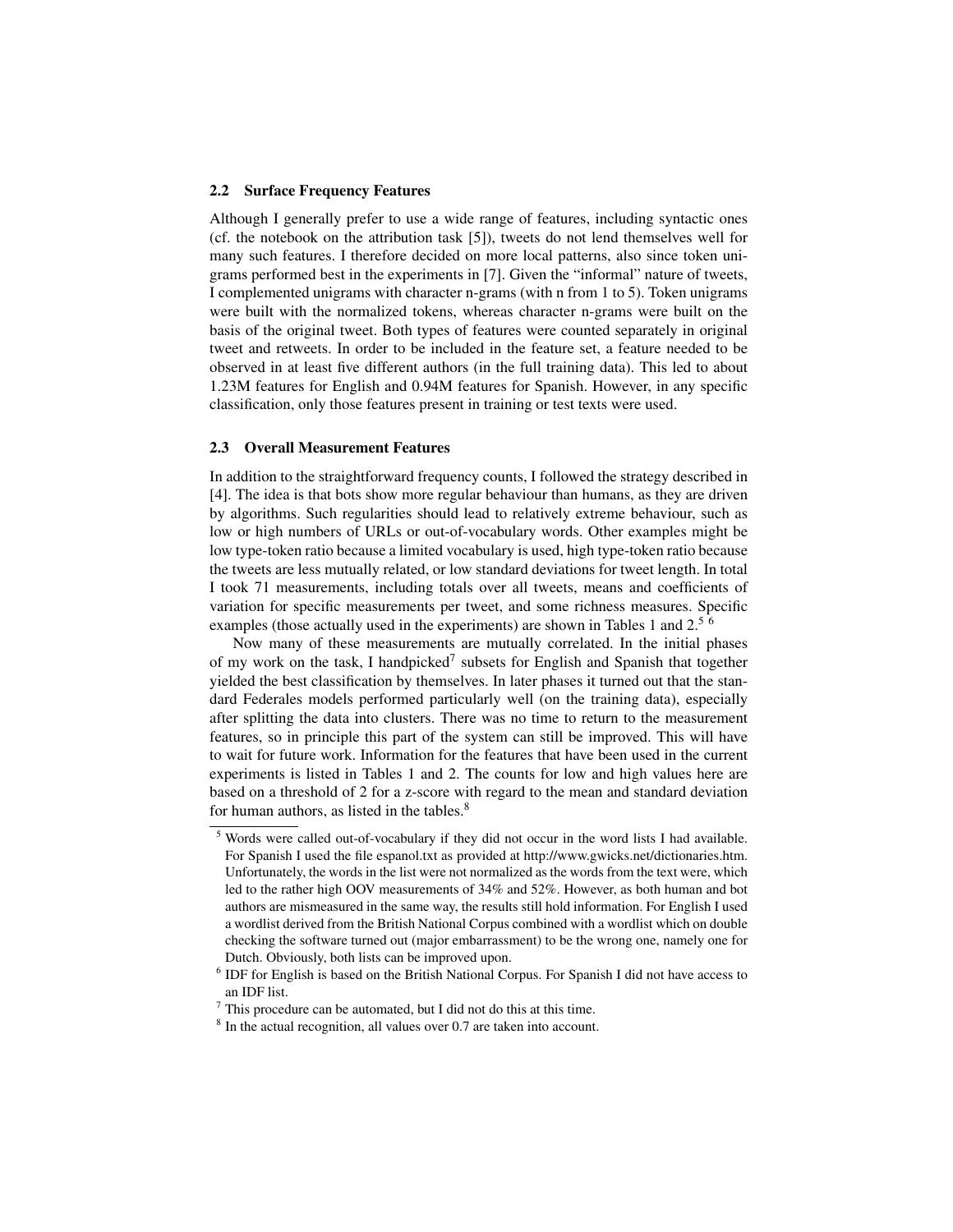### 2.2 Surface Frequency Features

Although I generally prefer to use a wide range of features, including syntactic ones (cf. the notebook on the attribution task [5]), tweets do not lend themselves well for many such features. I therefore decided on more local patterns, also since token unigrams performed best in the experiments in [7]. Given the "informal" nature of tweets, I complemented unigrams with character n-grams (with n from 1 to 5). Token unigrams were built with the normalized tokens, whereas character n-grams were built on the basis of the original tweet. Both types of features were counted separately in original tweet and retweets. In order to be included in the feature set, a feature needed to be observed in at least five different authors (in the full training data). This led to about 1.23M features for English and 0.94M features for Spanish. However, in any specific classification, only those features present in training or test texts were used.

### 2.3 Overall Measurement Features

In addition to the straightforward frequency counts, I followed the strategy described in [4]. The idea is that bots show more regular behaviour than humans, as they are driven by algorithms. Such regularities should lead to relatively extreme behaviour, such as low or high numbers of URLs or out-of-vocabulary words. Other examples might be low type-token ratio because a limited vocabulary is used, high type-token ratio because the tweets are less mutually related, or low standard deviations for tweet length. In total I took 71 measurements, including totals over all tweets, means and coefficients of variation for specific measurements per tweet, and some richness measures. Specific examples (those actually used in the experiments) are shown in Tables 1 and 2.[5] [6]

Now many of these measurements are mutually correlated. In the initial phases of my work on the task, I handpicked[7] subsets for English and Spanish that together yielded the best classification by themselves. In later phases it turned out that the standard Federales models performed particularly well (on the training data), especially after splitting the data into clusters. There was no time to return to the measurement features, so in principle this part of the system can still be improved. This will have to wait for future work. Information for the features that have been used in the current experiments is listed in Tables 1 and 2. The counts for low and high values here are based on a threshold of 2 for a z-score with regard to the mean and standard deviation for human authors, as listed in the tables.[8]

[5] Words were called out-of-vocabulary if they did not occur in the word lists I had available. For Spanish I used the file espanol.txt as provided at http://www.gwicks.net/dictionaries.htm. Unfortunately, the words in the list were not normalized as the words from the text were, which led to the rather high OOV measurements of 34% and 52%. However, as both human and bot authors are mismeasured in the same way, the results still hold information. For English I used a wordlist derived from the British National Corpus combined with a wordlist which on double checking the software turned out (major embarrassment) to be the wrong one, namely one for Dutch. Obviously, both lists can be improved upon.

[6] IDF for English is based on the British National Corpus. For Spanish I did not have access to an IDF list.

[7] This procedure can be automated, but I did not do this at this time.

[8] In the actual recognition, all values over 0.7 are taken into account.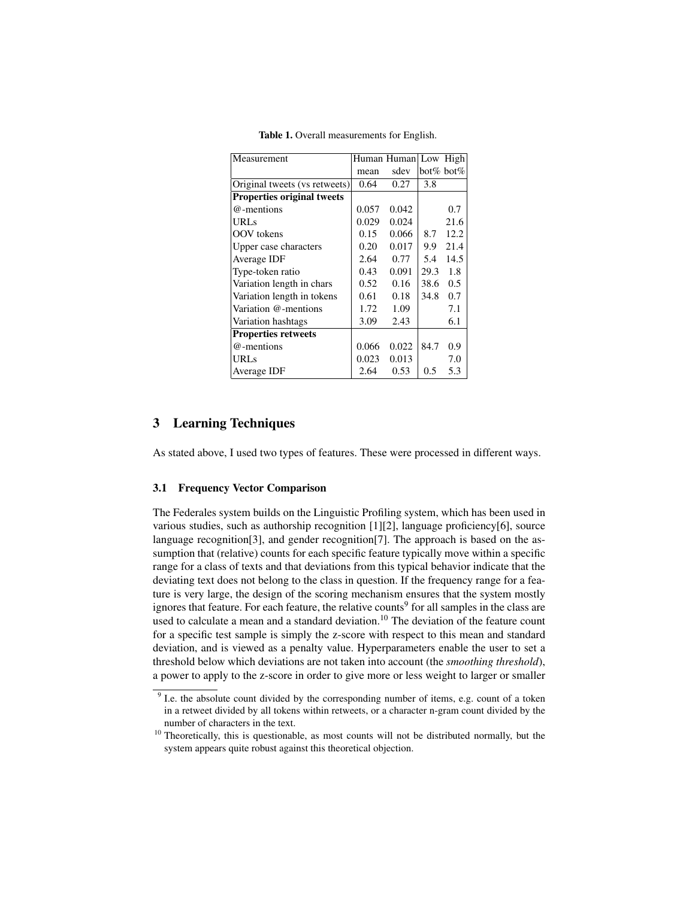Table 1. Overall measurements for English.

| Measurement | Human mean | Human sdev | Low bot% | High bot% |
|---|---|---|---|---|
| Original tweets (vs retweets) | 0.64 | 0.27 | 3.8 | |
| **Properties original tweets** | | | | |
| @-mentions | 0.057 | 0.042 | | 0.7 |
| URLs | 0.029 | 0.024 | | 21.6 |
| OOV tokens | 0.15 | 0.066 | 8.7 | 12.2 |
| Upper case characters | 0.20 | 0.017 | 9.9 | 21.4 |
| Average IDF | 2.64 | 0.77 | 5.4 | 14.5 |
| Type-token ratio | 0.43 | 0.091 | 29.3 | 1.8 |
| Variation length in chars | 0.52 | 0.16 | 38.6 | 0.5 |
| Variation length in tokens | 0.61 | 0.18 | 34.8 | 0.7 |
| Variation @-mentions | 1.72 | 1.09 | | 7.1 |
| Variation hashtags | 3.09 | 2.43 | | 6.1 |
| **Properties retweets** | | | | |
| @-mentions | 0.066 | 0.022 | 84.7 | 0.9 |
| URLs | 0.023 | 0.013 | | 7.0 |
| Average IDF | 2.64 | 0.53 | 0.5 | 5.3 |

## 3 Learning Techniques

As stated above, I used two types of features. These were processed in different ways.

### 3.1 Frequency Vector Comparison

The Federales system builds on the Linguistic Profiling system, which has been used in various studies, such as authorship recognition [1][2], language proficiency[6], source language recognition[3], and gender recognition[7]. The approach is based on the assumption that (relative) counts for each specific feature typically move within a specific range for a class of texts and that deviations from this typical behavior indicate that the deviating text does not belong to the class in question. If the frequency range for a feature is very large, the design of the scoring mechanism ensures that the system mostly ignores that feature. For each feature, the relative counts[9] for all samples in the class are used to calculate a mean and a standard deviation.[10] The deviation of the feature count for a specific test sample is simply the z-score with respect to this mean and standard deviation, and is viewed as a penalty value. Hyperparameters enable the user to set a threshold below which deviations are not taken into account (the *smoothing threshold*), a power to apply to the z-score in order to give more or less weight to larger or smaller

[9] I.e. the absolute count divided by the corresponding number of items, e.g. count of a token in a retweet divided by all tokens within retweets, or a character n-gram count divided by the number of characters in the text.

[10] Theoretically, this is questionable, as most counts will not be distributed normally, but the system appears quite robust against this theoretical objection.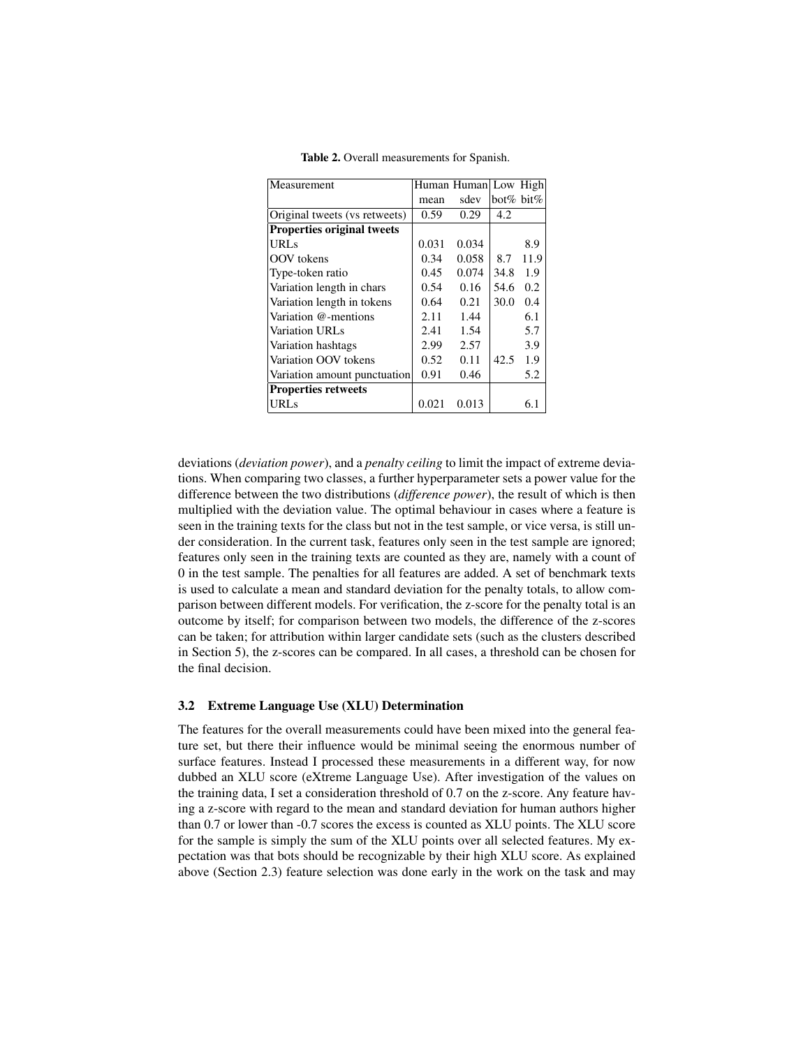**Table 2.** Overall measurements for Spanish.

| Measurement | Human mean | Human sdev | Low bot% | High bit% |
|---|---|---|---|---|
| Original tweets (vs retweets) | 0.59 | 0.29 | 4.2 | |
| **Properties original tweets** | | | | |
| URLs | 0.031 | 0.034 | | 8.9 |
| OOV tokens | 0.34 | 0.058 | 8.7 | 11.9 |
| Type-token ratio | 0.45 | 0.074 | 34.8 | 1.9 |
| Variation length in chars | 0.54 | 0.16 | 54.6 | 0.2 |
| Variation length in tokens | 0.64 | 0.21 | 30.0 | 0.4 |
| Variation @-mentions | 2.11 | 1.44 | | 6.1 |
| Variation URLs | 2.41 | 1.54 | | 5.7 |
| Variation hashtags | 2.99 | 2.57 | | 3.9 |
| Variation OOV tokens | 0.52 | 0.11 | 42.5 | 1.9 |
| Variation amount punctuation | 0.91 | 0.46 | | 5.2 |
| **Properties retweets** | | | | |
| URLs | 0.021 | 0.013 | | 6.1 |

deviations (*deviation power*), and a *penalty ceiling* to limit the impact of extreme deviations. When comparing two classes, a further hyperparameter sets a power value for the difference between the two distributions (*difference power*), the result of which is then multiplied with the deviation value. The optimal behaviour in cases where a feature is seen in the training texts for the class but not in the test sample, or vice versa, is still under consideration. In the current task, features only seen in the test sample are ignored; features only seen in the training texts are counted as they are, namely with a count of 0 in the test sample. The penalties for all features are added. A set of benchmark texts is used to calculate a mean and standard deviation for the penalty totals, to allow comparison between different models. For verification, the z-score for the penalty total is an outcome by itself; for comparison between two models, the difference of the z-scores can be taken; for attribution within larger candidate sets (such as the clusters described in Section 5), the z-scores can be compared. In all cases, a threshold can be chosen for the final decision.

### 3.2 Extreme Language Use (XLU) Determination

The features for the overall measurements could have been mixed into the general feature set, but there their influence would be minimal seeing the enormous number of surface features. Instead I processed these measurements in a different way, for now dubbed an XLU score (eXtreme Language Use). After investigation of the values on the training data, I set a consideration threshold of 0.7 on the z-score. Any feature having a z-score with regard to the mean and standard deviation for human authors higher than 0.7 or lower than -0.7 scores the excess is counted as XLU points. The XLU score for the sample is simply the sum of the XLU points over all selected features. My expectation was that bots should be recognizable by their high XLU score. As explained above (Section 2.3) feature selection was done early in the work on the task and may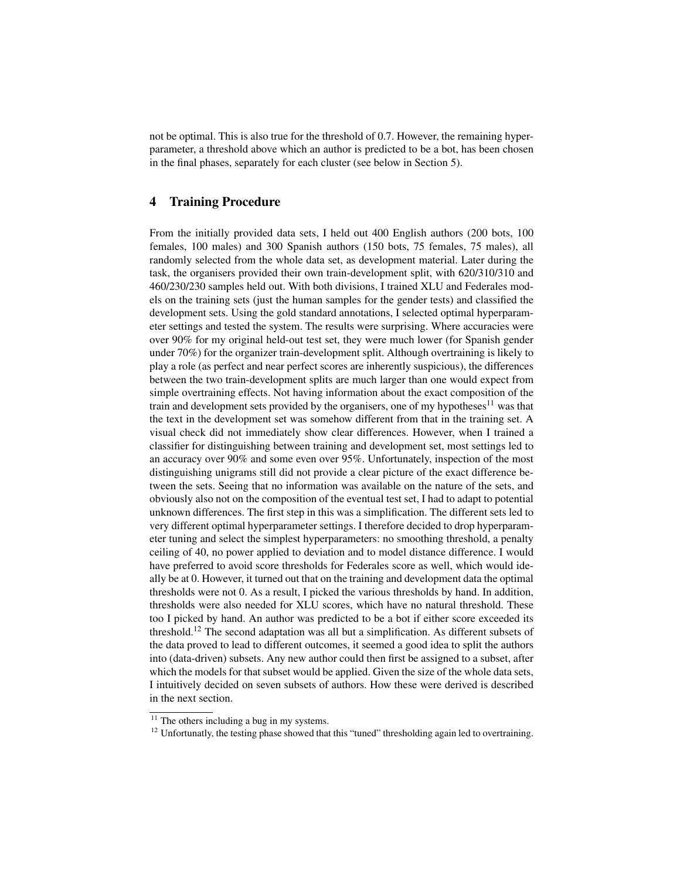not be optimal. This is also true for the threshold of 0.7. However, the remaining hyperparameter, a threshold above which an author is predicted to be a bot, has been chosen in the final phases, separately for each cluster (see below in Section 5).

## 4 Training Procedure

From the initially provided data sets, I held out 400 English authors (200 bots, 100 females, 100 males) and 300 Spanish authors (150 bots, 75 females, 75 males), all randomly selected from the whole data set, as development material. Later during the task, the organisers provided their own train-development split, with 620/310/310 and 460/230/230 samples held out. With both divisions, I trained XLU and Federales models on the training sets (just the human samples for the gender tests) and classified the development sets. Using the gold standard annotations, I selected optimal hyperparameter settings and tested the system. The results were surprising. Where accuracies were over 90% for my original held-out test set, they were much lower (for Spanish gender under 70%) for the organizer train-development split. Although overtraining is likely to play a role (as perfect and near perfect scores are inherently suspicious), the differences between the two train-development splits are much larger than one would expect from simple overtraining effects. Not having information about the exact composition of the train and development sets provided by the organisers, one of my hypotheses[11] was that the text in the development set was somehow different from that in the training set. A visual check did not immediately show clear differences. However, when I trained a classifier for distinguishing between training and development set, most settings led to an accuracy over 90% and some even over 95%. Unfortunately, inspection of the most distinguishing unigrams still did not provide a clear picture of the exact difference between the sets. Seeing that no information was available on the nature of the sets, and obviously also not on the composition of the eventual test set, I had to adapt to potential unknown differences. The first step in this was a simplification. The different sets led to very different optimal hyperparameter settings. I therefore decided to drop hyperparameter tuning and select the simplest hyperparameters: no smoothing threshold, a penalty ceiling of 40, no power applied to deviation and to model distance difference. I would have preferred to avoid score thresholds for Federales score as well, which would ideally be at 0. However, it turned out that on the training and development data the optimal thresholds were not 0. As a result, I picked the various thresholds by hand. In addition, thresholds were also needed for XLU scores, which have no natural threshold. These too I picked by hand. An author was predicted to be a bot if either score exceeded its threshold.[12] The second adaptation was all but a simplification. As different subsets of the data proved to lead to different outcomes, it seemed a good idea to split the authors into (data-driven) subsets. Any new author could then first be assigned to a subset, after which the models for that subset would be applied. Given the size of the whole data sets, I intuitively decided on seven subsets of authors. How these were derived is described in the next section.

[11] The others including a bug in my systems.

[12] Unfortunatly, the testing phase showed that this "tuned" thresholding again led to overtraining.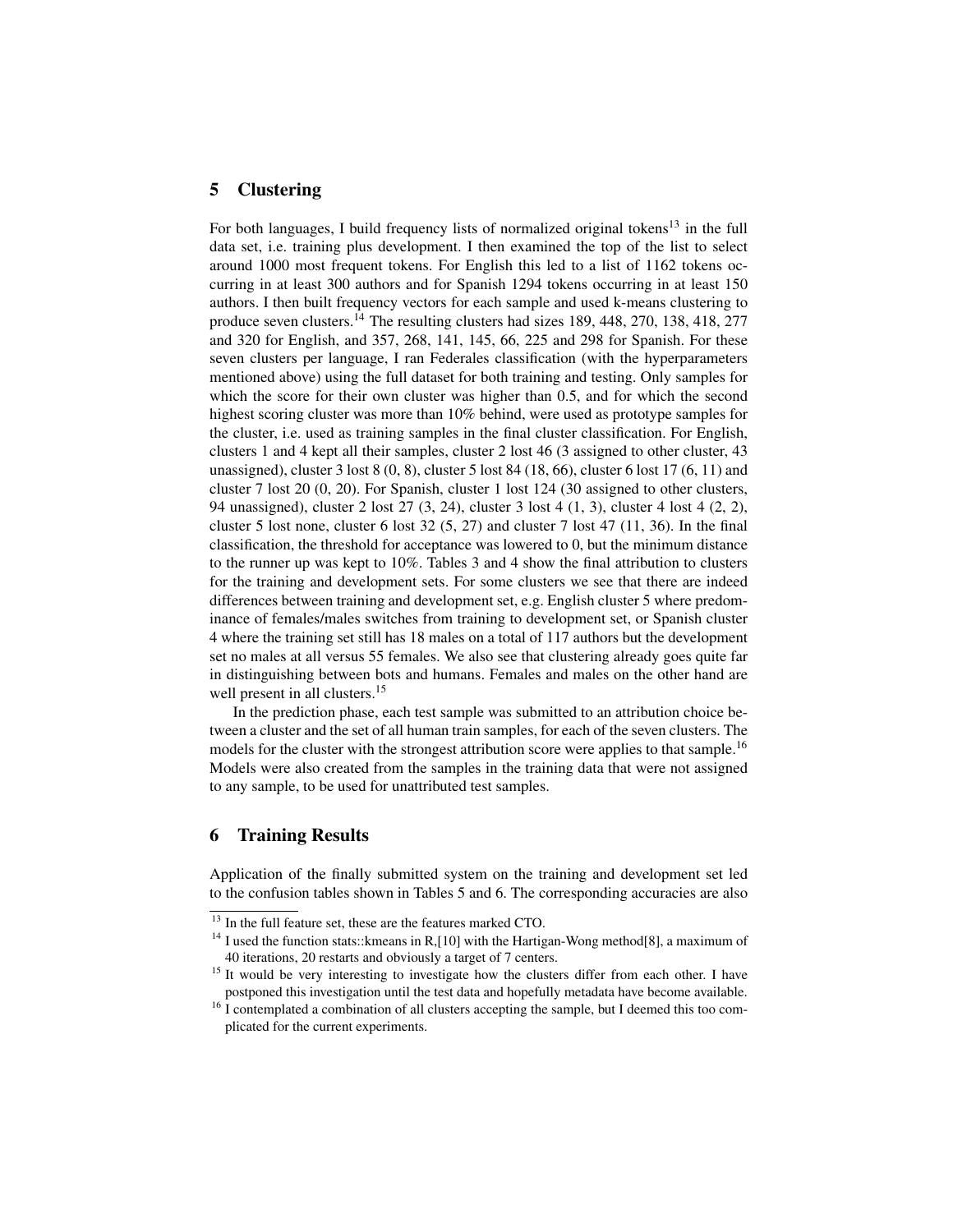## 5 Clustering

For both languages, I build frequency lists of normalized original tokens[13] in the full data set, i.e. training plus development. I then examined the top of the list to select around 1000 most frequent tokens. For English this led to a list of 1162 tokens occurring in at least 300 authors and for Spanish 1294 tokens occurring in at least 150 authors. I then built frequency vectors for each sample and used k-means clustering to produce seven clusters.[14] The resulting clusters had sizes 189, 448, 270, 138, 418, 277 and 320 for English, and 357, 268, 141, 145, 66, 225 and 298 for Spanish. For these seven clusters per language, I ran Federales classification (with the hyperparameters mentioned above) using the full dataset for both training and testing. Only samples for which the score for their own cluster was higher than 0.5, and for which the second highest scoring cluster was more than 10% behind, were used as prototype samples for the cluster, i.e. used as training samples in the final cluster classification. For English, clusters 1 and 4 kept all their samples, cluster 2 lost 46 (3 assigned to other cluster, 43 unassigned), cluster 3 lost 8 (0, 8), cluster 5 lost 84 (18, 66), cluster 6 lost 17 (6, 11) and cluster 7 lost 20 (0, 20). For Spanish, cluster 1 lost 124 (30 assigned to other clusters, 94 unassigned), cluster 2 lost 27 (3, 24), cluster 3 lost 4 (1, 3), cluster 4 lost 4 (2, 2), cluster 5 lost none, cluster 6 lost 32 (5, 27) and cluster 7 lost 47 (11, 36). In the final classification, the threshold for acceptance was lowered to 0, but the minimum distance to the runner up was kept to 10%. Tables 3 and 4 show the final attribution to clusters for the training and development sets. For some clusters we see that there are indeed differences between training and development set, e.g. English cluster 5 where predominance of females/males switches from training to development set, or Spanish cluster 4 where the training set still has 18 males on a total of 117 authors but the development set no males at all versus 55 females. We also see that clustering already goes quite far in distinguishing between bots and humans. Females and males on the other hand are well present in all clusters.[15]

In the prediction phase, each test sample was submitted to an attribution choice between a cluster and the set of all human train samples, for each of the seven clusters. The models for the cluster with the strongest attribution score were applies to that sample.[16] Models were also created from the samples in the training data that were not assigned to any sample, to be used for unattributed test samples.

## 6 Training Results

Application of the finally submitted system on the training and development set led to the confusion tables shown in Tables 5 and 6. The corresponding accuracies are also

---

[13] In the full feature set, these are the features marked CTO.

[14] I used the function stats::kmeans in R,[10] with the Hartigan-Wong method[8], a maximum of 40 iterations, 20 restarts and obviously a target of 7 centers.

[15] It would be very interesting to investigate how the clusters differ from each other. I have postponed this investigation until the test data and hopefully metadata have become available.

[16] I contemplated a combination of all clusters accepting the sample, but I deemed this too complicated for the current experiments.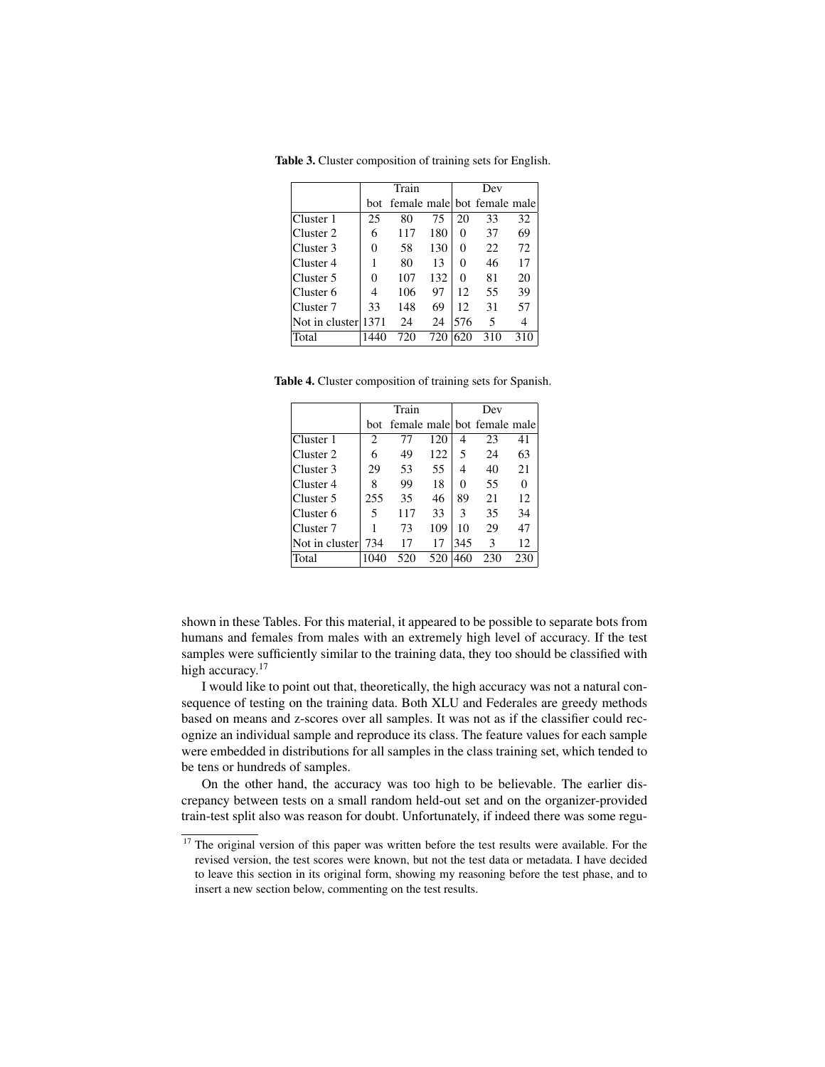**Table 3.** Cluster composition of training sets for English.

| | Train | | | Dev | | |
|---|---|---|---|---|---|---|
| | bot | female | male | bot | female | male |
| Cluster 1 | 25 | 80 | 75 | 20 | 33 | 32 |
| Cluster 2 | 6 | 117 | 180 | 0 | 37 | 69 |
| Cluster 3 | 0 | 58 | 130 | 0 | 22 | 72 |
| Cluster 4 | 1 | 80 | 13 | 0 | 46 | 17 |
| Cluster 5 | 0 | 107 | 132 | 0 | 81 | 20 |
| Cluster 6 | 4 | 106 | 97 | 12 | 55 | 39 |
| Cluster 7 | 33 | 148 | 69 | 12 | 31 | 57 |
| Not in cluster | 1371 | 24 | 24 | 576 | 5 | 4 |
| Total | 1440 | 720 | 720 | 620 | 310 | 310 |

**Table 4.** Cluster composition of training sets for Spanish.

| | Train | | | Dev | | |
|---|---|---|---|---|---|---|
| | bot | female | male | bot | female | male |
| Cluster 1 | 2 | 77 | 120 | 4 | 23 | 41 |
| Cluster 2 | 6 | 49 | 122 | 5 | 24 | 63 |
| Cluster 3 | 29 | 53 | 55 | 4 | 40 | 21 |
| Cluster 4 | 8 | 99 | 18 | 0 | 55 | 0 |
| Cluster 5 | 255 | 35 | 46 | 89 | 21 | 12 |
| Cluster 6 | 5 | 117 | 33 | 3 | 35 | 34 |
| Cluster 7 | 1 | 73 | 109 | 10 | 29 | 47 |
| Not in cluster | 734 | 17 | 17 | 345 | 3 | 12 |
| Total | 1040 | 520 | 520 | 460 | 230 | 230 |

shown in these Tables. For this material, it appeared to be possible to separate bots from humans and females from males with an extremely high level of accuracy. If the test samples were sufficiently similar to the training data, they too should be classified with high accuracy.[17]

I would like to point out that, theoretically, the high accuracy was not a natural consequence of testing on the training data. Both XLU and Federales are greedy methods based on means and z-scores over all samples. It was not as if the classifier could recognize an individual sample and reproduce its class. The feature values for each sample were embedded in distributions for all samples in the class training set, which tended to be tens or hundreds of samples.

On the other hand, the accuracy was too high to be believable. The earlier discrepancy between tests on a small random held-out set and on the organizer-provided train-test split also was reason for doubt. Unfortunately, if indeed there was some regu-

[17] The original version of this paper was written before the test results were available. For the revised version, the test scores were known, but not the test data or metadata. I have decided to leave this section in its original form, showing my reasoning before the test phase, and to insert a new section below, commenting on the test results.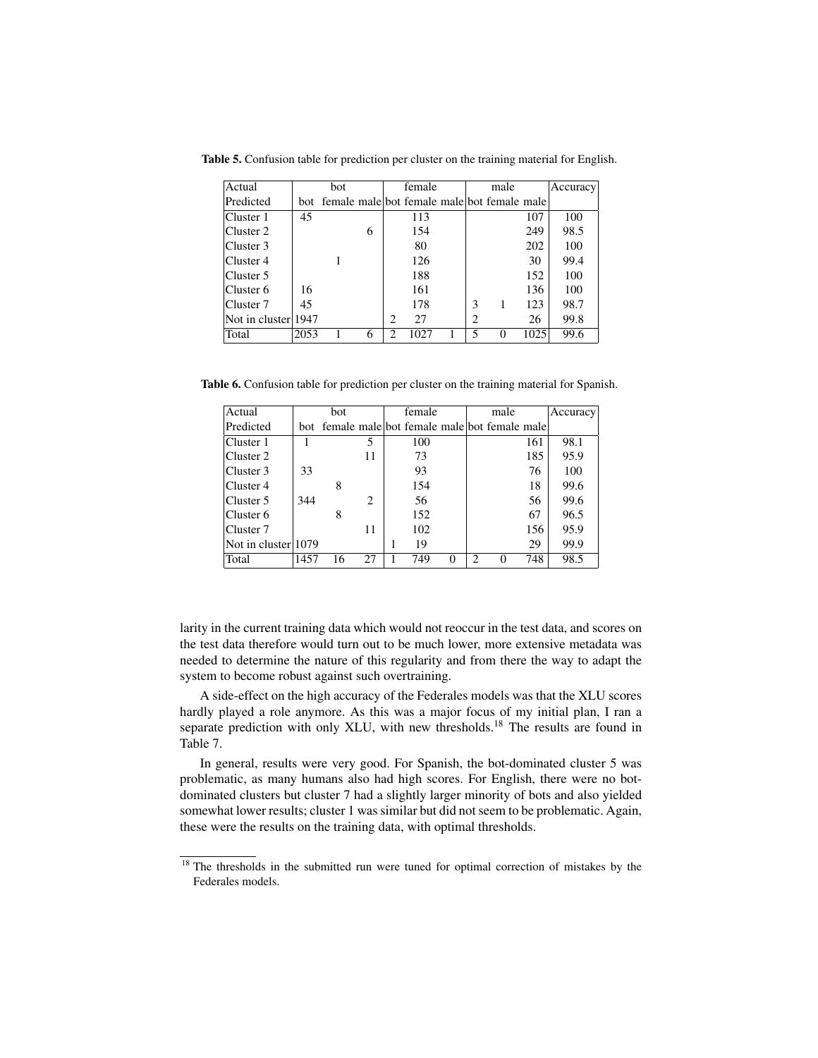**Table 5.** Confusion table for prediction per cluster on the training material for English.

| Actual | bot | | | female | | | male | | | Accuracy |
|---|---|---|---|---|---|---|---|---|---|---|
| Predicted | bot | female | male | bot | female | male | bot | female | male | |
| Cluster 1 | 45 | | | | 113 | | | | 107 | 100 |
| Cluster 2 | | | 6 | | 154 | | | | 249 | 98.5 |
| Cluster 3 | | | | | 80 | | | | 202 | 100 |
| Cluster 4 | | 1 | | | 126 | | | | 30 | 99.4 |
| Cluster 5 | | | | | 188 | | | | 152 | 100 |
| Cluster 6 | 16 | | | | 161 | | | | 136 | 100 |
| Cluster 7 | 45 | | | | 178 | | 3 | 1 | 123 | 98.7 |
| Not in cluster | 1947 | | | 2 | 27 | | 2 | | 26 | 99.8 |
| Total | 2053 | 1 | 6 | 2 | 1027 | 1 | 5 | 0 | 1025 | 99.6 |

**Table 6.** Confusion table for prediction per cluster on the training material for Spanish.

| Actual | bot | | | female | | | male | | | Accuracy |
|---|---|---|---|---|---|---|---|---|---|---|
| Predicted | bot | female | male | bot | female | male | bot | female | male | |
| Cluster 1 | 1 | | 5 | | 100 | | | | 161 | 98.1 |
| Cluster 2 | | | 11 | | 73 | | | | 185 | 95.9 |
| Cluster 3 | 33 | | | | 93 | | | | 76 | 100 |
| Cluster 4 | | 8 | | | 154 | | | | 18 | 99.6 |
| Cluster 5 | 344 | | 2 | | 56 | | | | 56 | 99.6 |
| Cluster 6 | | 8 | | | 152 | | | | 67 | 96.5 |
| Cluster 7 | | | 11 | | 102 | | | | 156 | 95.9 |
| Not in cluster | 1079 | | | 1 | 19 | | | | 29 | 99.9 |
| Total | 1457 | 16 | 27 | 1 | 749 | 0 | 2 | 0 | 748 | 98.5 |

larity in the current training data which would not reoccur in the test data, and scores on the test data therefore would turn out to be much lower, more extensive metadata was needed to determine the nature of this regularity and from there the way to adapt the system to become robust against such overtraining.

A side-effect on the high accuracy of the Federales models was that the XLU scores hardly played a role anymore. As this was a major focus of my initial plan, I ran a separate prediction with only XLU, with new thresholds.[18] The results are found in Table 7.

In general, results were very good. For Spanish, the bot-dominated cluster 5 was problematic, as many humans also had high scores. For English, there were no bot-dominated clusters but cluster 7 had a slightly larger minority of bots and also yielded somewhat lower results; cluster 1 was similar but did not seem to be problematic. Again, these were the results on the training data, with optimal thresholds.

[18] The thresholds in the submitted run were tuned for optimal correction of mistakes by the Federales models.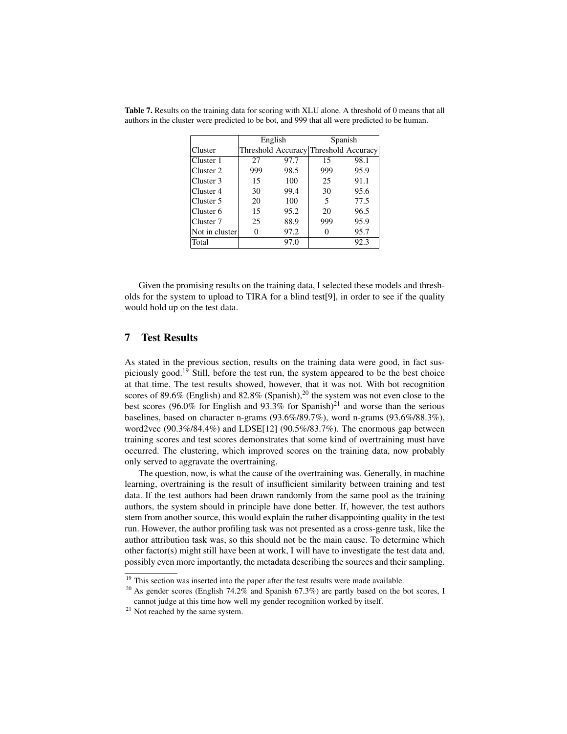**Table 7.** Results on the training data for scoring with XLU alone. A threshold of 0 means that all authors in the cluster were predicted to be bot, and 999 that all were predicted to be human.

| | English | | Spanish | |
|---|---|---|---|---|
| Cluster | Threshold | Accuracy | Threshold | Accuracy |
| Cluster 1 | 27 | 97.7 | 15 | 98.1 |
| Cluster 2 | 999 | 98.5 | 999 | 95.9 |
| Cluster 3 | 15 | 100 | 25 | 91.1 |
| Cluster 4 | 30 | 99.4 | 30 | 95.6 |
| Cluster 5 | 20 | 100 | 5 | 77.5 |
| Cluster 6 | 15 | 95.2 | 20 | 96.5 |
| Cluster 7 | 25 | 88.9 | 999 | 95.9 |
| Not in cluster | 0 | 97.2 | 0 | 95.7 |
| Total | | 97.0 | | 92.3 |

Given the promising results on the training data, I selected these models and thresholds for the system to upload to TIRA for a blind test[9], in order to see if the quality would hold up on the test data.

## 7 Test Results

As stated in the previous section, results on the training data were good, in fact suspiciously good.[19] Still, before the test run, the system appeared to be the best choice at that time. The test results showed, however, that it was not. With bot recognition scores of 89.6% (English) and 82.8% (Spanish),[20] the system was not even close to the best scores (96.0% for English and 93.3% for Spanish)[21] and worse than the serious baselines, based on character n-grams (93.6%/89.7%), word n-grams (93.6%/88.3%), word2vec (90.3%/84.4%) and LDSE[12] (90.5%/83.7%). The enormous gap between training scores and test scores demonstrates that some kind of overtraining must have occurred. The clustering, which improved scores on the training data, now probably only served to aggravate the overtraining.

The question, now, is what the cause of the overtraining was. Generally, in machine learning, overtraining is the result of insufficient similarity between training and test data. If the test authors had been drawn randomly from the same pool as the training authors, the system should in principle have done better. If, however, the test authors stem from another source, this would explain the rather disappointing quality in the test run. However, the author profiling task was not presented as a cross-genre task, like the author attribution task was, so this should not be the main cause. To determine which other factor(s) might still have been at work, I will have to investigate the test data and, possibly even more importantly, the metadata describing the sources and their sampling.

[19] This section was inserted into the paper after the test results were made available.

[20] As gender scores (English 74.2% and Spanish 67.3%) are partly based on the bot scores, I cannot judge at this time how well my gender recognition worked by itself.

[21] Not reached by the same system.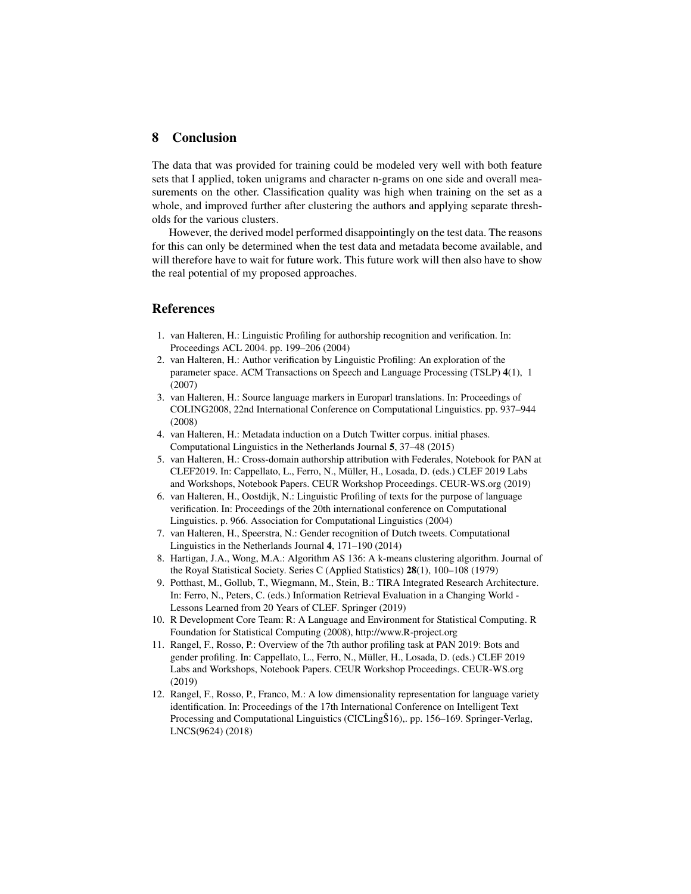## 8 Conclusion

The data that was provided for training could be modeled very well with both feature sets that I applied, token unigrams and character n-grams on one side and overall measurements on the other. Classification quality was high when training on the set as a whole, and improved further after clustering the authors and applying separate thresholds for the various clusters.

However, the derived model performed disappointingly on the test data. The reasons for this can only be determined when the test data and metadata become available, and will therefore have to wait for future work. This future work will then also have to show the real potential of my proposed approaches.

## References

1. van Halteren, H.: Linguistic Profiling for authorship recognition and verification. In: Proceedings ACL 2004. pp. 199–206 (2004)
2. van Halteren, H.: Author verification by Linguistic Profiling: An exploration of the parameter space. ACM Transactions on Speech and Language Processing (TSLP) **4**(1), 1 (2007)
3. van Halteren, H.: Source language markers in Europarl translations. In: Proceedings of COLING2008, 22nd International Conference on Computational Linguistics. pp. 937–944 (2008)
4. van Halteren, H.: Metadata induction on a Dutch Twitter corpus. initial phases. Computational Linguistics in the Netherlands Journal **5**, 37–48 (2015)
5. van Halteren, H.: Cross-domain authorship attribution with Federales, Notebook for PAN at CLEF2019. In: Cappellato, L., Ferro, N., Müller, H., Losada, D. (eds.) CLEF 2019 Labs and Workshops, Notebook Papers. CEUR Workshop Proceedings. CEUR-WS.org (2019)
6. van Halteren, H., Oostdijk, N.: Linguistic Profiling of texts for the purpose of language verification. In: Proceedings of the 20th international conference on Computational Linguistics. p. 966. Association for Computational Linguistics (2004)
7. van Halteren, H., Speerstra, N.: Gender recognition of Dutch tweets. Computational Linguistics in the Netherlands Journal **4**, 171–190 (2014)
8. Hartigan, J.A., Wong, M.A.: Algorithm AS 136: A k-means clustering algorithm. Journal of the Royal Statistical Society. Series C (Applied Statistics) **28**(1), 100–108 (1979)
9. Potthast, M., Gollub, T., Wiegmann, M., Stein, B.: TIRA Integrated Research Architecture. In: Ferro, N., Peters, C. (eds.) Information Retrieval Evaluation in a Changing World - Lessons Learned from 20 Years of CLEF. Springer (2019)
10. R Development Core Team: R: A Language and Environment for Statistical Computing. R Foundation for Statistical Computing (2008), http://www.R-project.org
11. Rangel, F., Rosso, P.: Overview of the 7th author profiling task at PAN 2019: Bots and gender profiling. In: Cappellato, L., Ferro, N., Müller, H., Losada, D. (eds.) CLEF 2019 Labs and Workshops, Notebook Papers. CEUR Workshop Proceedings. CEUR-WS.org (2019)
12. Rangel, F., Rosso, P., Franco, M.: A low dimensionality representation for language variety identification. In: Proceedings of the 17th International Conference on Intelligent Text Processing and Computational Linguistics (CICLingŠ16),. pp. 156–169. Springer-Verlag, LNCS(9624) (2018)